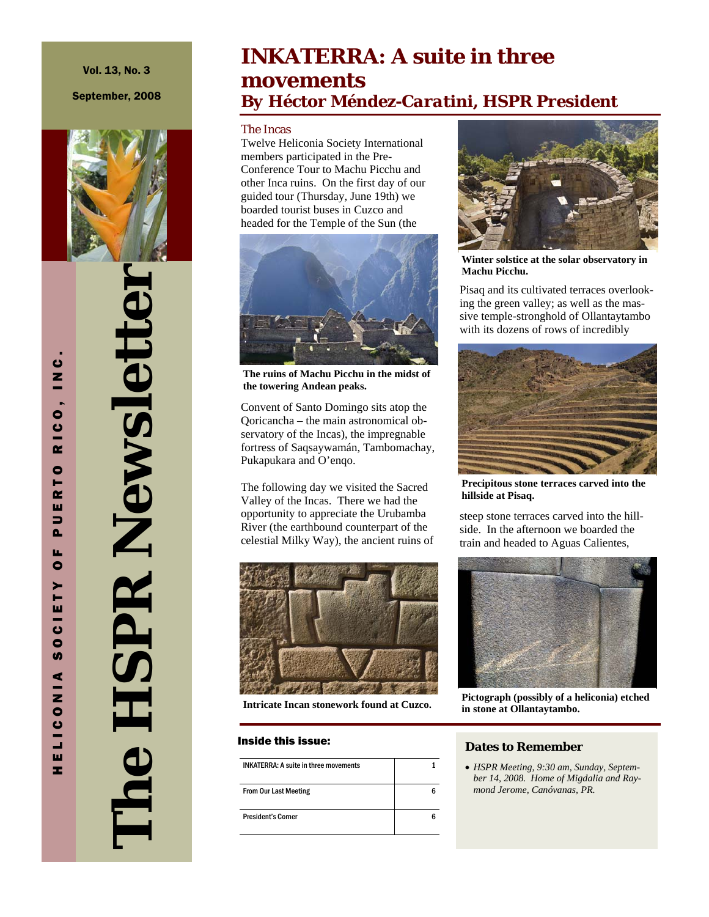Vol. 13, No. 3

September, 2008

# The HSPR Newsletter

HELICONIA SOCIETY OF PUERTO RICO, INC.

# INKATERRA: A suite in three movements

## *By Héctor Méndez-Caratini, HSPR President*

### The Incas

Twelve Heliconia Society International members participated in the Pre-Conference Tour to Machu Picchu and other Inca ruins. On the first day of our guided tour (Thursday, June 19th) we boarded tourist buses in Cuzco and headed for the Temple of the Sun (the Convent of Santo Domingo sits atop the Qoricancha – the main astronomical observatory of the Incas), the impregnable fortress of Saqsaywamán, Tambomachay, Pukapukara and O'enqo.

**The ruins of Machu Picchu in the midst of the towering Andean peaks.**

The following day we visited the Sacred Valley of the Incas. There we had the opportunity to appreciate the Urubamba River (the earthbound counterpart of the celestial Milky Way), the ancient ruins of Pisaq and its cultivated terraces overlooking the green valley; as well as the massive temple-stronghold of Ollantaytambo with its dozens of rows of incredibly steep stone terraces carved into the hillside. In the afternoon we boarded the train and headed to Aguas Calientes,

**Intricate Incan stonework found at Cuzco.**

**Winter solstice at the solar observatory in Machu Picchu.**

**Precipitous stone terraces carved into the hillside at Pisaq.**

**Pictograph (possibly of a heliconia) etched in stone at Ollantaytambo.**

### Inside this issue:

| | |
|---|---|
| INKATERRA: A suite in three movements | 1 |
| From Our Last Meeting | 6 |
| President's Corner | 6 |

### Dates to Remember

- *HSPR Meeting, 9:30 am, Sunday, September 14, 2008. Home of Migdalia and Raymond Jerome, Canóvanas, PR.*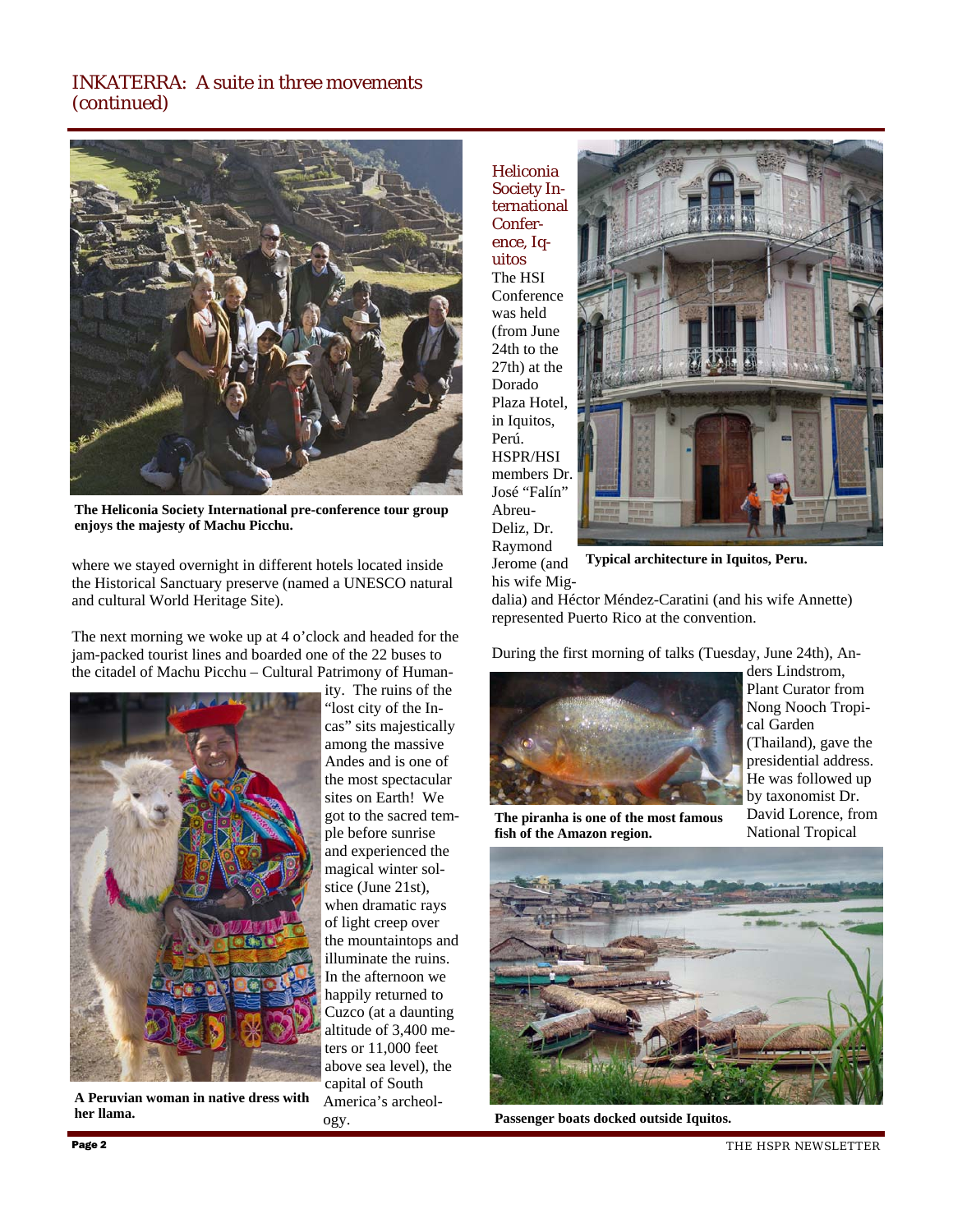## INKATERRA: A suite in three movements (continued)

The Heliconia Society International pre-conference tour group enjoys the majesty of Machu Picchu.

where we stayed overnight in different hotels located inside the Historical Sanctuary preserve (named a UNESCO natural and cultural World Heritage Site).

The next morning we woke up at 4 o'clock and headed for the jam-packed tourist lines and boarded one of the 22 buses to the citadel of Machu Picchu – Cultural Patrimony of Humanity. The ruins of the "lost city of the Incas" sits majestically among the massive Andes and is one of the most spectacular sites on Earth! We got to the sacred temple before sunrise and experienced the magical winter solstice (June 21st), when dramatic rays of light creep over the mountaintops and illuminate the ruins. In the afternoon we happily returned to Cuzco (at a daunting altitude of 3,400 meters or 11,000 feet above sea level), the capital of South America's archeology.

A Peruvian woman in native dress with her llama.

### Heliconia Society International Conference, Iquitos

The HSI Conference was held (from June 24th to the 27th) at the Dorado Plaza Hotel, in Iquitos, Perú. HSPR/HSI members Dr. José "Falín" Abreu-Deliz, Dr. Raymond Jerome (and his wife Migdalia) and Héctor Méndez-Caratini (and his wife Annette) represented Puerto Rico at the convention.

Typical architecture in Iquitos, Peru.

During the first morning of talks (Tuesday, June 24th), Anders Lindstrom, Plant Curator from Nong Nooch Tropical Garden (Thailand), gave the presidential address. He was followed up by taxonomist Dr. David Lorence, from National Tropical

The piranha is one of the most famous fish of the Amazon region.

Passenger boats docked outside Iquitos.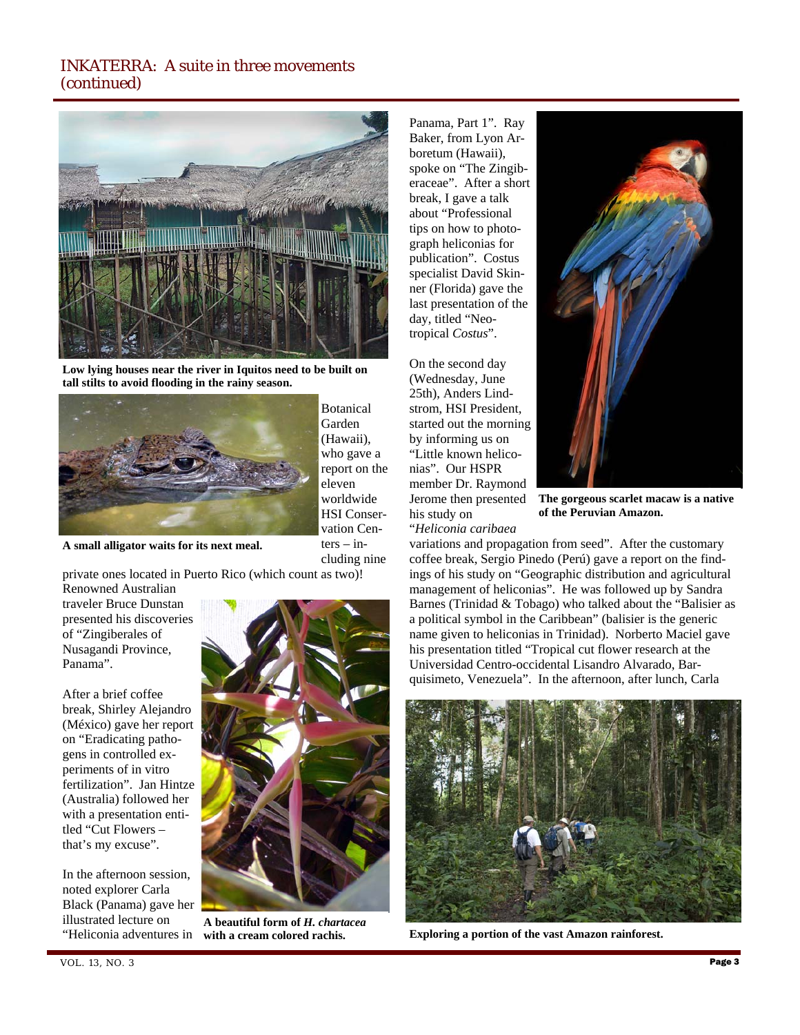# INKATERRA: A suite in three movements (continued)

Low lying houses near the river in Iquitos need to be built on tall stilts to avoid flooding in the rainy season.

A small alligator waits for its next meal.

Botanical Garden (Hawaii), who gave a report on the eleven worldwide HSI Conservation Centers – including nine private ones located in Puerto Rico (which count as two)! Renowned Australian traveler Bruce Dunstan presented his discoveries of "Zingiberales of Nusagandi Province, Panama".

After a brief coffee break, Shirley Alejandro (México) gave her report on "Eradicating pathogens in controlled experiments of in vitro fertilization". Jan Hintze (Australia) followed her with a presentation entitled "Cut Flowers – that's my excuse".

In the afternoon session, noted explorer Carla Black (Panama) gave her illustrated lecture on "Heliconia adventures in Panama, Part 1". Ray Baker, from Lyon Arboretum (Hawaii), spoke on "The Zingiberaceae". After a short break, I gave a talk about "Professional tips on how to photograph heliconias for publication". Costus specialist David Skinner (Florida) gave the last presentation of the day, titled "Neotropical *Costus*".

A beautiful form of *H. chartacea* with a cream colored rachis.

On the second day (Wednesday, June 25th), Anders Lindstrom, HSI President, started out the morning by informing us on "Little known heliconias". Our HSPR member Dr. Raymond Jerome then presented his study on "*Heliconia caribaea* variations and propagation from seed". After the customary coffee break, Sergio Pinedo (Perú) gave a report on the findings of his study on "Geographic distribution and agricultural management of heliconias". He was followed up by Sandra Barnes (Trinidad & Tobago) who talked about the "Balisier as a political symbol in the Caribbean" (balisier is the generic name given to heliconias in Trinidad). Norberto Maciel gave his presentation titled "Tropical cut flower research at the Universidad Centro-occidental Lisandro Alvarado, Barquisimeto, Venezuela". In the afternoon, after lunch, Carla

The gorgeous scarlet macaw is a native of the Peruvian Amazon.

Exploring a portion of the vast Amazon rainforest.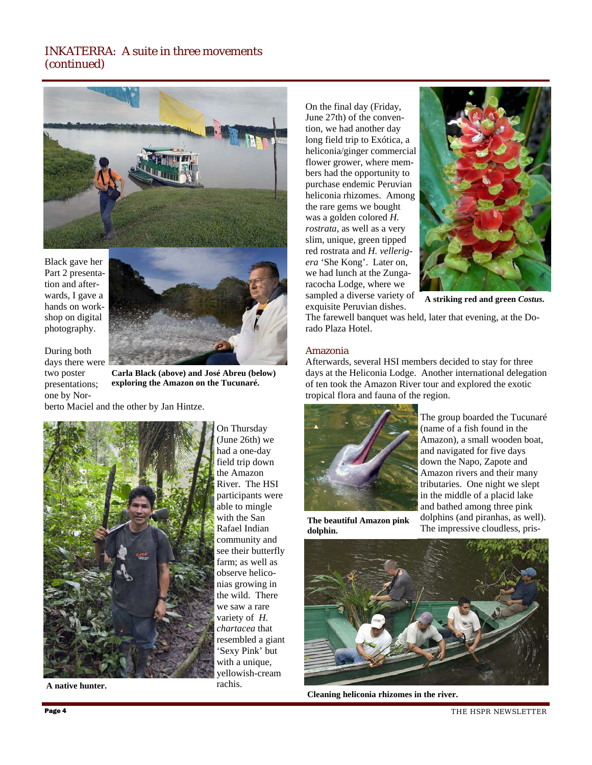## INKATERRA: A suite in three movements (continued)

Black gave her Part 2 presentation and afterwards, I gave a hands on workshop on digital photography.

During both days there were two poster presentations; one by Norberto Maciel and the other by Jan Hintze.

**Carla Black (above) and José Abreu (below) exploring the Amazon on the Tucunaré.**

On Thursday (June 26th) we had a one-day field trip down the Amazon River. The HSI participants were able to mingle with the San Rafael Indian community and see their butterfly farm; as well as observe heliconias growing in the wild. There we saw a rare variety of *H. chartacea* that resembled a giant 'Sexy Pink' but with a unique, yellowish-cream rachis.

**A native hunter.**

On the final day (Friday, June 27th) of the convention, we had another day long field trip to Exótica, a heliconia/ginger commercial flower grower, where members had the opportunity to purchase endemic Peruvian heliconia rhizomes. Among the rare gems we bought was a golden colored *H. rostrata*, as well as a very slim, unique, green tipped red rostrata and *H. vellerigera* 'She Kong'. Later on, we had lunch at the Zungaracocha Lodge, where we sampled a diverse variety of exquisite Peruvian dishes. The farewell banquet was held, later that evening, at the Dorado Plaza Hotel.

**A striking red and green *Costus*.**

### Amazonia

Afterwards, several HSI members decided to stay for three days at the Heliconia Lodge. Another international delegation of ten took the Amazon River tour and explored the exotic tropical flora and fauna of the region.

The group boarded the Tucunaré (name of a fish found in the Amazon), a small wooden boat, and navigated for five days down the Napo, Zapote and Amazon rivers and their many tributaries. One night we slept in the middle of a placid lake and bathed among three pink dolphins (and piranhas, as well). The impressive cloudless, pris-

**The beautiful Amazon pink dolphin.**

**Cleaning heliconia rhizomes in the river.**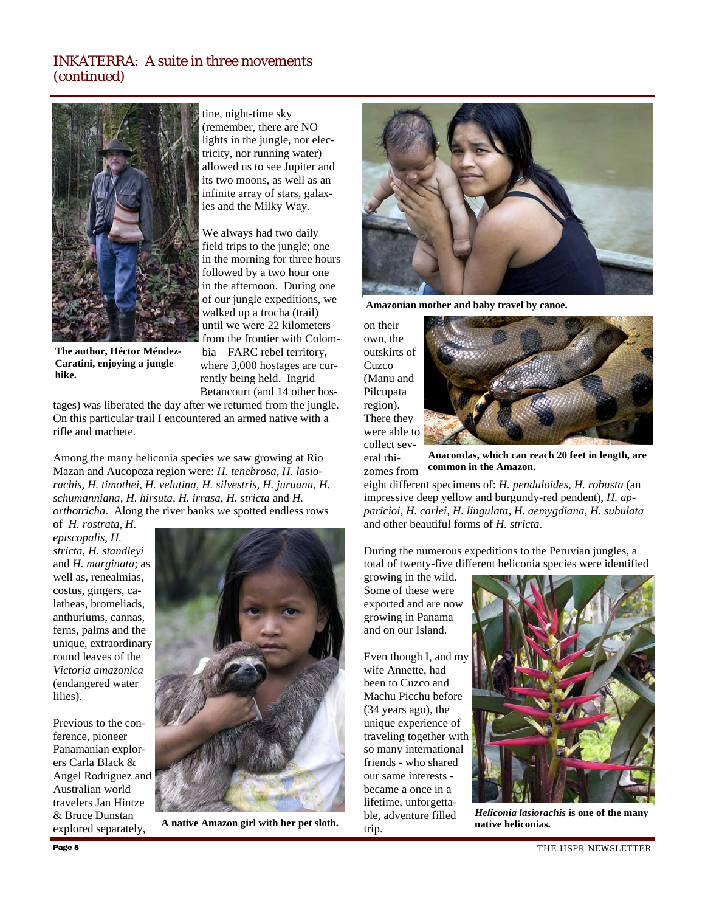## INKATERRA: A suite in three movements (continued)

The author, Héctor Méndez-Caratini, enjoying a jungle hike.

tine, night-time sky (remember, there are NO lights in the jungle, nor electricity, nor running water) allowed us to see Jupiter and its two moons, as well as an infinite array of stars, galaxies and the Milky Way.

We always had two daily field trips to the jungle; one in the morning for three hours followed by a two hour one in the afternoon. During one of our jungle expeditions, we walked up a trocha (trail) until we were 22 kilometers from the frontier with Colombia – FARC rebel territory, where 3,000 hostages are currently being held. Ingrid Betancourt (and 14 other hostages) was liberated the day after we returned from the jungle. On this particular trail I encountered an armed native with a rifle and machete.

Among the many heliconia species we saw growing at Rio Mazan and Aucopoza region were: *H. tenebrosa, H. lasiorachis, H. timothei, H. velutina, H. silvestris, H. juruana, H. schumanniana, H. hirsuta, H. irrasa, H. stricta* and *H. orthotricha*. Along the river banks we spotted endless rows of *H. rostrata, H. episcopalis, H. stricta, H. standleyi* and *H. marginata*; as well as, renealmias, costus, gingers, calatheas, bromeliads, anthuriums, cannas, ferns, palms and the unique, extraordinary round leaves of the *Victoria amazonica* (endangered water lilies).

A native Amazon girl with her pet sloth.

Previous to the conference, pioneer Panamanian explorers Carla Black & Angel Rodriguez and Australian world travelers Jan Hintze & Bruce Dunstan explored separately, on their own, the outskirts of Cuzco (Manu and Pilcupata region). There they were able to collect several rhizomes from eight different specimens of: *H. penduloides, H. robusta* (an impressive deep yellow and burgundy-red pendent), *H. apparicioi, H. carlei, H. lingulata, H. aemygdiana, H. subulata* and other beautiful forms of *H. stricta*.

Amazonian mother and baby travel by canoe.

Anacondas, which can reach 20 feet in length, are common in the Amazon.

During the numerous expeditions to the Peruvian jungles, a total of twenty-five different heliconia species were identified growing in the wild. Some of these were exported and are now growing in Panama and on our Island.

Even though I, and my wife Annette, had been to Cuzco and Machu Picchu before (34 years ago), the unique experience of traveling together with so many international friends - who shared our same interests - became a once in a lifetime, unforgettable, adventure filled trip.

***Heliconia lasiorachis*** **is one of the many native heliconias.**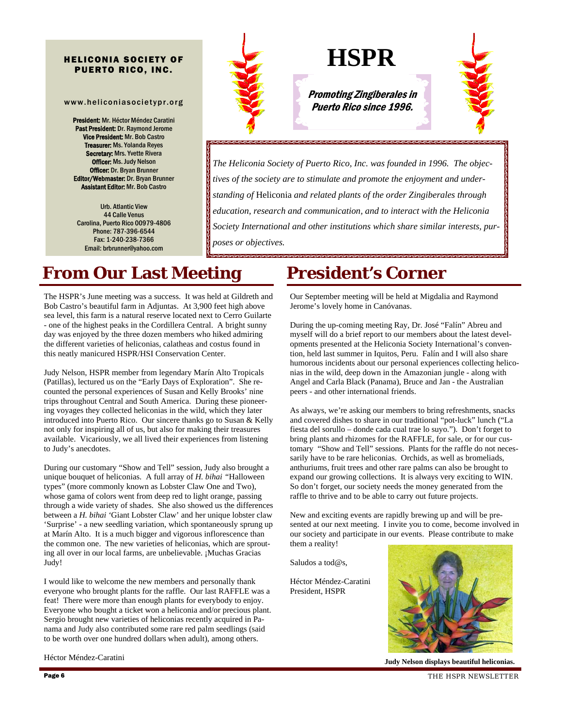**HELICONIA SOCIETY OF PUERTO RICO, INC.**

www.heliconiasocietypr.org

**President:** Mr. Héctor Méndez Caratini
**Past President:** Dr. Raymond Jerome
**Vice President:** Mr. Bob Castro
**Treasurer:** Ms. Yolanda Reyes
**Secretary:** Mrs. Yvette Rivera
**Officer:** Ms. Judy Nelson
**Officer:** Dr. Bryan Brunner
**Editor/Webmaster:** Dr. Bryan Brunner
**Assistant Editor:** Mr. Bob Castro

Urb. Atlantic View
44 Calle Venus
Carolina, Puerto Rico 00979-4806
Phone: 787-396-6544
Fax: 1-240-238-7366
Email: brbrunner@yahoo.com

# HSPR

*Promoting Zingiberales in Puerto Rico since 1996.*

*The Heliconia Society of Puerto Rico, Inc. was founded in 1996. The objectives of the society are to stimulate and promote the enjoyment and understanding of* Heliconia *and related plants of the order Zingiberales through education, research and communication, and to interact with the Heliconia Society International and other institutions which share similar interests, purposes or objectives.*

## From Our Last Meeting

The HSPR's June meeting was a success. It was held at Gildreth and Bob Castro's beautiful farm in Adjuntas. At 3,900 feet high above sea level, this farm is a natural reserve located next to Cerro Guilarte - one of the highest peaks in the Cordillera Central. A bright sunny day was enjoyed by the three dozen members who hiked admiring the different varieties of heliconias, calatheas and costus found in this neatly manicured HSPR/HSI Conservation Center.

Judy Nelson, HSPR member from legendary Marín Alto Tropicals (Patillas), lectured us on the "Early Days of Exploration". She recounted the personal experiences of Susan and Kelly Brooks' nine trips throughout Central and South America. During these pioneering voyages they collected heliconias in the wild, which they later introduced into Puerto Rico. Our sincere thanks go to Susan & Kelly not only for inspiring all of us, but also for making their treasures available. Vicariously, we all lived their experiences from listening to Judy's anecdotes.

During our customary "Show and Tell" session, Judy also brought a unique bouquet of heliconias. A full array of *H. bihai* "Halloween types" (more commonly known as Lobster Claw One and Two), whose gama of colors went from deep red to light orange, passing through a wide variety of shades. She also showed us the differences between a *H. bihai* 'Giant Lobster Claw' and her unique lobster claw 'Surprise' - a new seedling variation, which spontaneously sprung up at Marín Alto. It is a much bigger and vigorous inflorescence than the common one. The new varieties of heliconias, which are sprouting all over in our local farms, are unbelievable. ¡Muchas Gracias Judy!

I would like to welcome the new members and personally thank everyone who brought plants for the raffle. Our last RAFFLE was a feat! There were more than enough plants for everybody to enjoy. Everyone who bought a ticket won a heliconia and/or precious plant. Sergio brought new varieties of heliconias recently acquired in Panama and Judy also contributed some rare red palm seedlings (said to be worth over one hundred dollars when adult), among others.

Héctor Méndez-Caratini

## President's Corner

Our September meeting will be held at Migdalia and Raymond Jerome's lovely home in Canóvanas.

During the up-coming meeting Ray, Dr. José "Falín" Abreu and myself will do a brief report to our members about the latest developments presented at the Heliconia Society International's convention, held last summer in Iquitos, Peru. Falín and I will also share humorous incidents about our personal experiences collecting heliconias in the wild, deep down in the Amazonian jungle - along with Angel and Carla Black (Panama), Bruce and Jan - the Australian peers - and other international friends.

As always, we're asking our members to bring refreshments, snacks and covered dishes to share in our traditional "pot-luck" lunch ("La fiesta del sorullo – donde cada cual trae lo suyo."). Don't forget to bring plants and rhizomes for the RAFFLE, for sale, or for our customary "Show and Tell" sessions. Plants for the raffle do not necessarily have to be rare heliconias. Orchids, as well as bromeliads, anthuriums, fruit trees and other rare palms can also be brought to expand our growing collections. It is always very exciting to WIN. So don't forget, our society needs the money generated from the raffle to thrive and to be able to carry out future projects.

New and exciting events are rapidly brewing up and will be presented at our next meeting. I invite you to come, become involved in our society and participate in our events. Please contribute to make them a reality!

Saludos a tod@s,

Héctor Méndez-Caratini
President, HSPR

**Judy Nelson displays beautiful heliconias.**